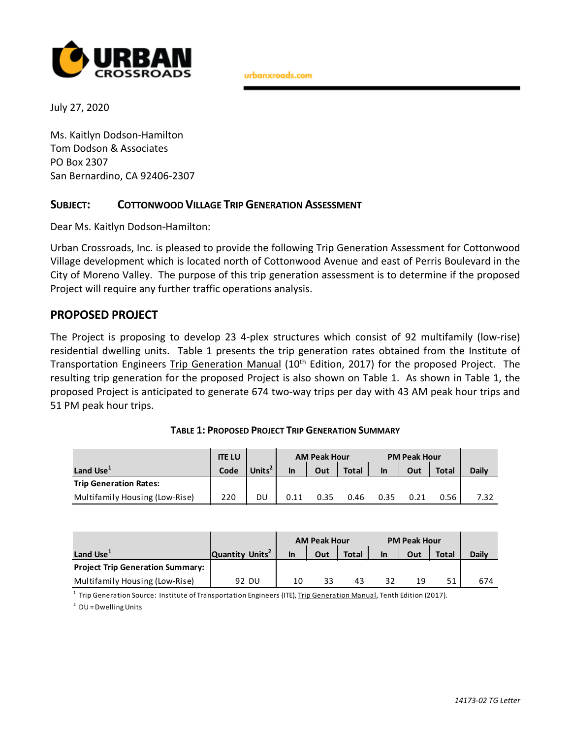URBAN CROSSROADS

urbanxroads.com

July 27, 2020

Ms. Kaitlyn Dodson-Hamilton
Tom Dodson & Associates
PO Box 2307
San Bernardino, CA 92406-2307

**SUBJECT: COTTONWOOD VILLAGE TRIP GENERATION ASSESSMENT**

Dear Ms. Kaitlyn Dodson-Hamilton:

Urban Crossroads, Inc. is pleased to provide the following Trip Generation Assessment for Cottonwood Village development which is located north of Cottonwood Avenue and east of Perris Boulevard in the City of Moreno Valley. The purpose of this trip generation assessment is to determine if the proposed Project will require any further traffic operations analysis.

## PROPOSED PROJECT

The Project is proposing to develop 23 4-plex structures which consist of 92 multifamily (low-rise) residential dwelling units. Table 1 presents the trip generation rates obtained from the Institute of Transportation Engineers Trip Generation Manual (10th Edition, 2017) for the proposed Project. The resulting trip generation for the proposed Project is also shown on Table 1. As shown in Table 1, the proposed Project is anticipated to generate 674 two-way trips per day with 43 AM peak hour trips and 51 PM peak hour trips.

**TABLE 1: PROPOSED PROJECT TRIP GENERATION SUMMARY**

| Land Use[1] | ITE LU Code | Units[2] | AM Peak Hour | | | PM Peak Hour | | | Daily |
|---|---|---|---|---|---|---|---|---|---|
| | | | In | Out | Total | In | Out | Total | |
| **Trip Generation Rates:** | | | | | | | | | |
| Multifamily Housing (Low-Rise) | 220 | DU | 0.11 | 0.35 | 0.46 | 0.35 | 0.21 | 0.56 | 7.32 |

| Land Use[1] | Quantity Units[2] | AM Peak Hour | | | PM Peak Hour | | | Daily |
|---|---|---|---|---|---|---|---|---|
| | | In | Out | Total | In | Out | Total | |
| **Project Trip Generation Summary:** | | | | | | | | |
| Multifamily Housing (Low-Rise) | 92 DU | 10 | 33 | 43 | 32 | 19 | 51 | 674 |

[1] Trip Generation Source: Institute of Transportation Engineers (ITE), Trip Generation Manual, Tenth Edition (2017).

[2] DU = Dwelling Units

*14173-02 TG Letter*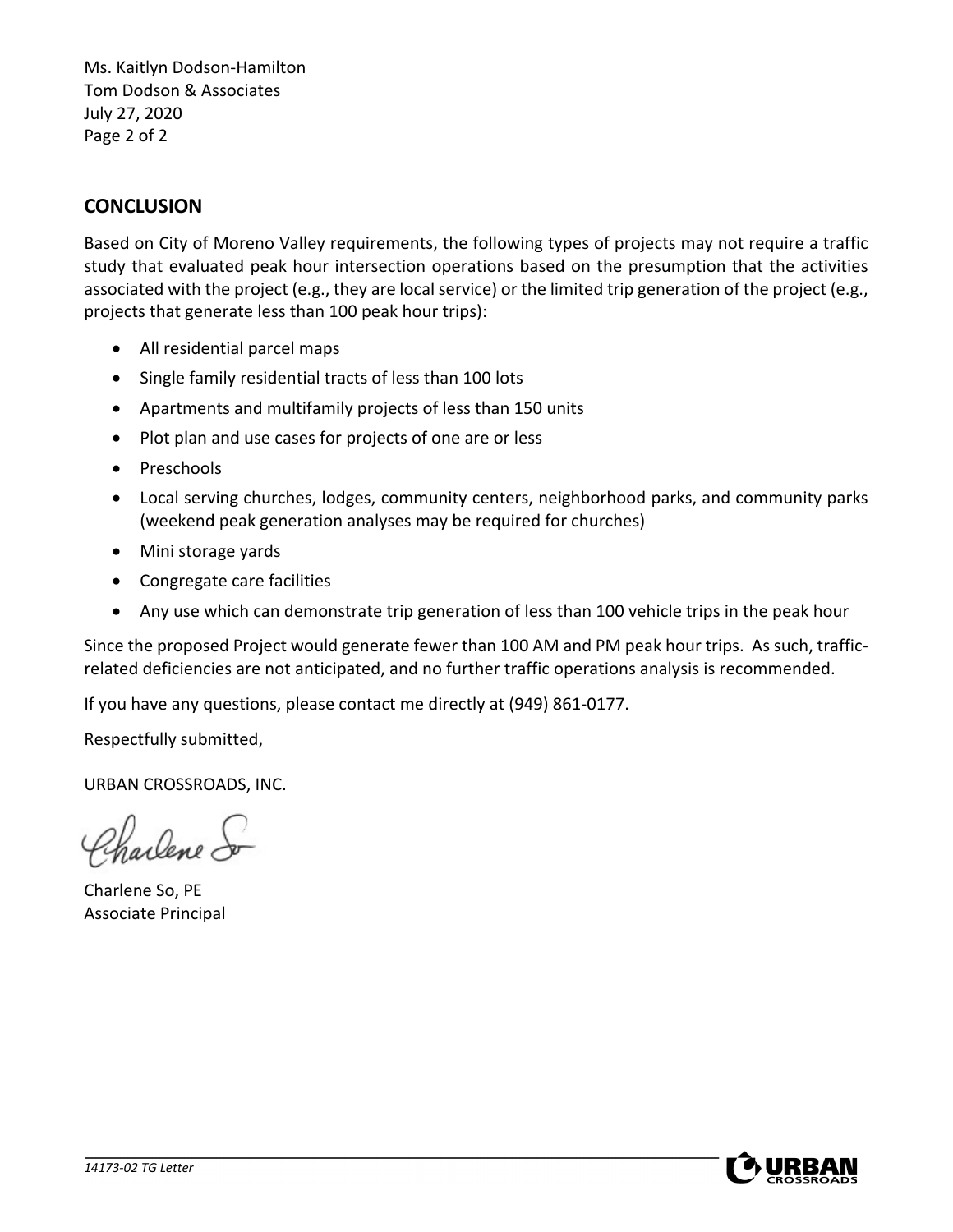Ms. Kaitlyn Dodson-Hamilton
Tom Dodson & Associates
July 27, 2020

## CONCLUSION

Based on City of Moreno Valley requirements, the following types of projects may not require a traffic study that evaluated peak hour intersection operations based on the presumption that the activities associated with the project (e.g., they are local service) or the limited trip generation of the project (e.g., projects that generate less than 100 peak hour trips):

- All residential parcel maps
- Single family residential tracts of less than 100 lots
- Apartments and multifamily projects of less than 150 units
- Plot plan and use cases for projects of one are or less
- Preschools
- Local serving churches, lodges, community centers, neighborhood parks, and community parks (weekend peak generation analyses may be required for churches)
- Mini storage yards
- Congregate care facilities
- Any use which can demonstrate trip generation of less than 100 vehicle trips in the peak hour

Since the proposed Project would generate fewer than 100 AM and PM peak hour trips. As such, traffic-related deficiencies are not anticipated, and no further traffic operations analysis is recommended.

If you have any questions, please contact me directly at (949) 861-0177.

Respectfully submitted,

URBAN CROSSROADS, INC.

Charlene So, PE
Associate Principal